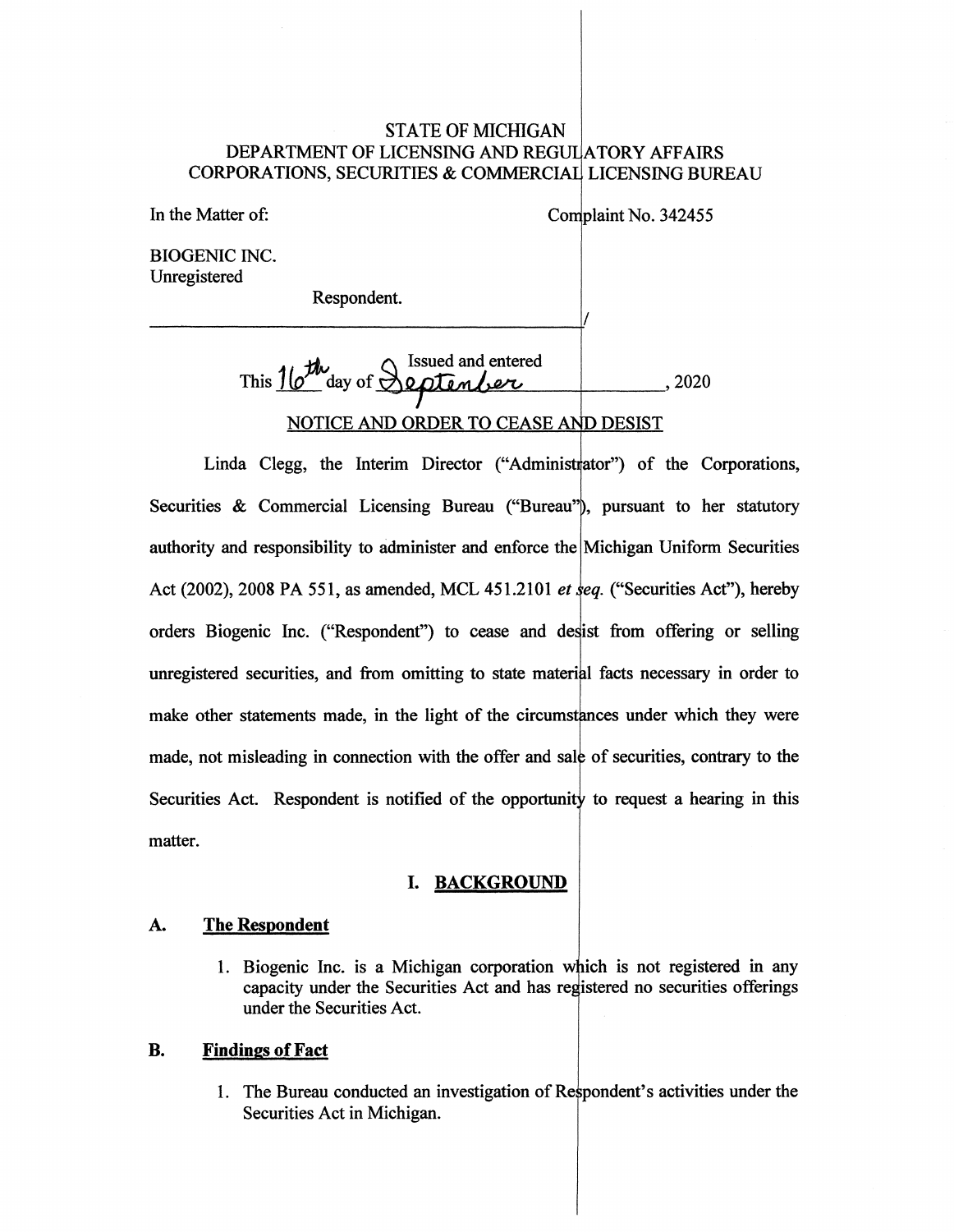STATE OF MICHIGAN
DEPARTMENT OF LICENSING AND REGULATORY AFFAIRS
CORPORATIONS, SECURITIES & COMMERCIAL LICENSING BUREAU

In the Matter of:

BIOGENIC INC.
Unregistered

Respondent.

Complaint No. 342455

This 16th day of September, 2020 — Issued and entered

## NOTICE AND ORDER TO CEASE AND DESIST

Linda Clegg, the Interim Director ("Administrator") of the Corporations, Securities & Commercial Licensing Bureau ("Bureau"), pursuant to her statutory authority and responsibility to administer and enforce the Michigan Uniform Securities Act (2002), 2008 PA 551, as amended, MCL 451.2101 *et seq.* ("Securities Act"), hereby orders Biogenic Inc. ("Respondent") to cease and desist from offering or selling unregistered securities, and from omitting to state material facts necessary in order to make other statements made, in the light of the circumstances under which they were made, not misleading in connection with the offer and sale of securities, contrary to the Securities Act. Respondent is notified of the opportunity to request a hearing in this matter.

## I. BACKGROUND

### A. The Respondent

1. Biogenic Inc. is a Michigan corporation which is not registered in any capacity under the Securities Act and has registered no securities offerings under the Securities Act.

### B. Findings of Fact

1. The Bureau conducted an investigation of Respondent's activities under the Securities Act in Michigan.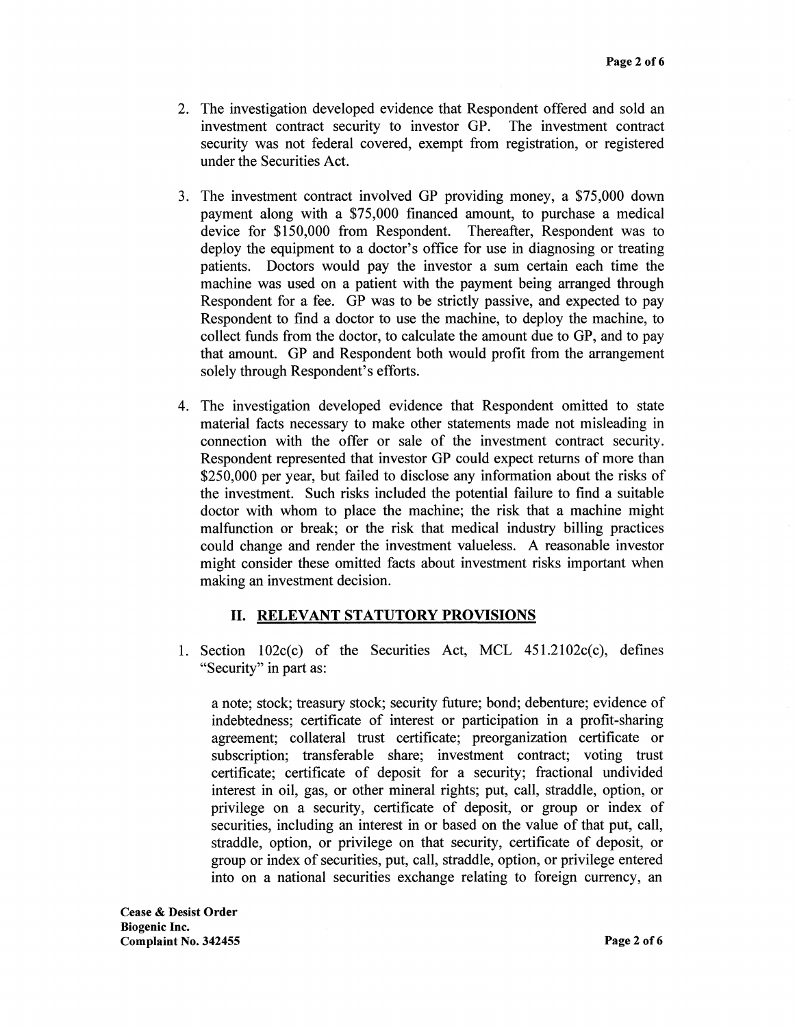2. The investigation developed evidence that Respondent offered and sold an investment contract security to investor GP. The investment contract security was not federal covered, exempt from registration, or registered under the Securities Act.

3. The investment contract involved GP providing money, a $75,000 down payment along with a $75,000 financed amount, to purchase a medical device for $150,000 from Respondent. Thereafter, Respondent was to deploy the equipment to a doctor's office for use in diagnosing or treating patients. Doctors would pay the investor a sum certain each time the machine was used on a patient with the payment being arranged through Respondent for a fee. GP was to be strictly passive, and expected to pay Respondent to find a doctor to use the machine, to deploy the machine, to collect funds from the doctor, to calculate the amount due to GP, and to pay that amount. GP and Respondent both would profit from the arrangement solely through Respondent's efforts.

4. The investigation developed evidence that Respondent omitted to state material facts necessary to make other statements made not misleading in connection with the offer or sale of the investment contract security. Respondent represented that investor GP could expect returns of more than $250,000 per year, but failed to disclose any information about the risks of the investment. Such risks included the potential failure to find a suitable doctor with whom to place the machine; the risk that a machine might malfunction or break; or the risk that medical industry billing practices could change and render the investment valueless. A reasonable investor might consider these omitted facts about investment risks important when making an investment decision.

## II. RELEVANT STATUTORY PROVISIONS

1. Section 102c(c) of the Securities Act, MCL 451.2102c(c), defines "Security" in part as:

   a note; stock; treasury stock; security future; bond; debenture; evidence of indebtedness; certificate of interest or participation in a profit-sharing agreement; collateral trust certificate; preorganization certificate or subscription; transferable share; investment contract; voting trust certificate; certificate of deposit for a security; fractional undivided interest in oil, gas, or other mineral rights; put, call, straddle, option, or privilege on a security, certificate of deposit, or group or index of securities, including an interest in or based on the value of that put, call, straddle, option, or privilege on that security, certificate of deposit, or group or index of securities, put, call, straddle, option, or privilege entered into on a national securities exchange relating to foreign currency, an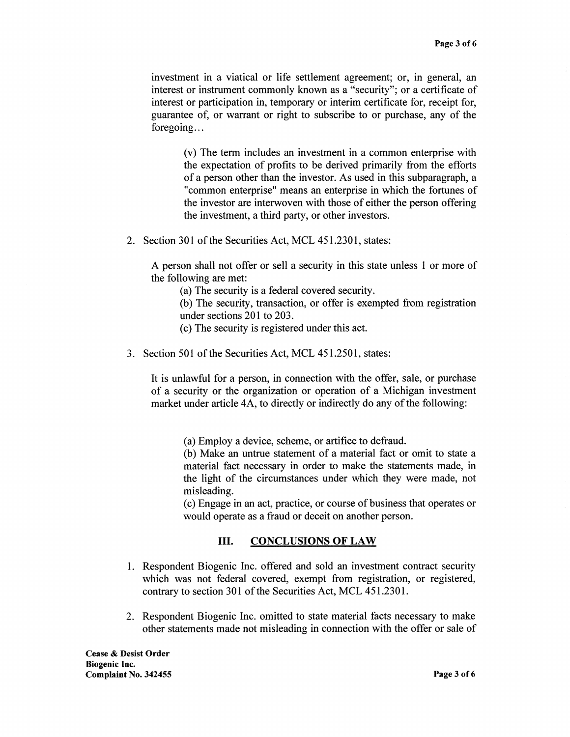investment in a viatical or life settlement agreement; or, in general, an interest or instrument commonly known as a "security"; or a certificate of interest or participation in, temporary or interim certificate for, receipt for, guarantee of, or warrant or right to subscribe to or purchase, any of the foregoing...

> (v) The term includes an investment in a common enterprise with the expectation of profits to be derived primarily from the efforts of a person other than the investor. As used in this subparagraph, a "common enterprise" means an enterprise in which the fortunes of the investor are interwoven with those of either the person offering the investment, a third party, or other investors.

2. Section 301 of the Securities Act, MCL 451.2301, states:

   A person shall not offer or sell a security in this state unless 1 or more of the following are met:

   (a) The security is a federal covered security.

   (b) The security, transaction, or offer is exempted from registration under sections 201 to 203.

   (c) The security is registered under this act.

3. Section 501 of the Securities Act, MCL 451.2501, states:

   It is unlawful for a person, in connection with the offer, sale, or purchase of a security or the organization or operation of a Michigan investment market under article 4A, to directly or indirectly do any of the following:

   (a) Employ a device, scheme, or artifice to defraud.

   (b) Make an untrue statement of a material fact or omit to state a material fact necessary in order to make the statements made, in the light of the circumstances under which they were made, not misleading.

   (c) Engage in an act, practice, or course of business that operates or would operate as a fraud or deceit on another person.

## III. CONCLUSIONS OF LAW

1. Respondent Biogenic Inc. offered and sold an investment contract security which was not federal covered, exempt from registration, or registered, contrary to section 301 of the Securities Act, MCL 451.2301.

2. Respondent Biogenic Inc. omitted to state material facts necessary to make other statements made not misleading in connection with the offer or sale of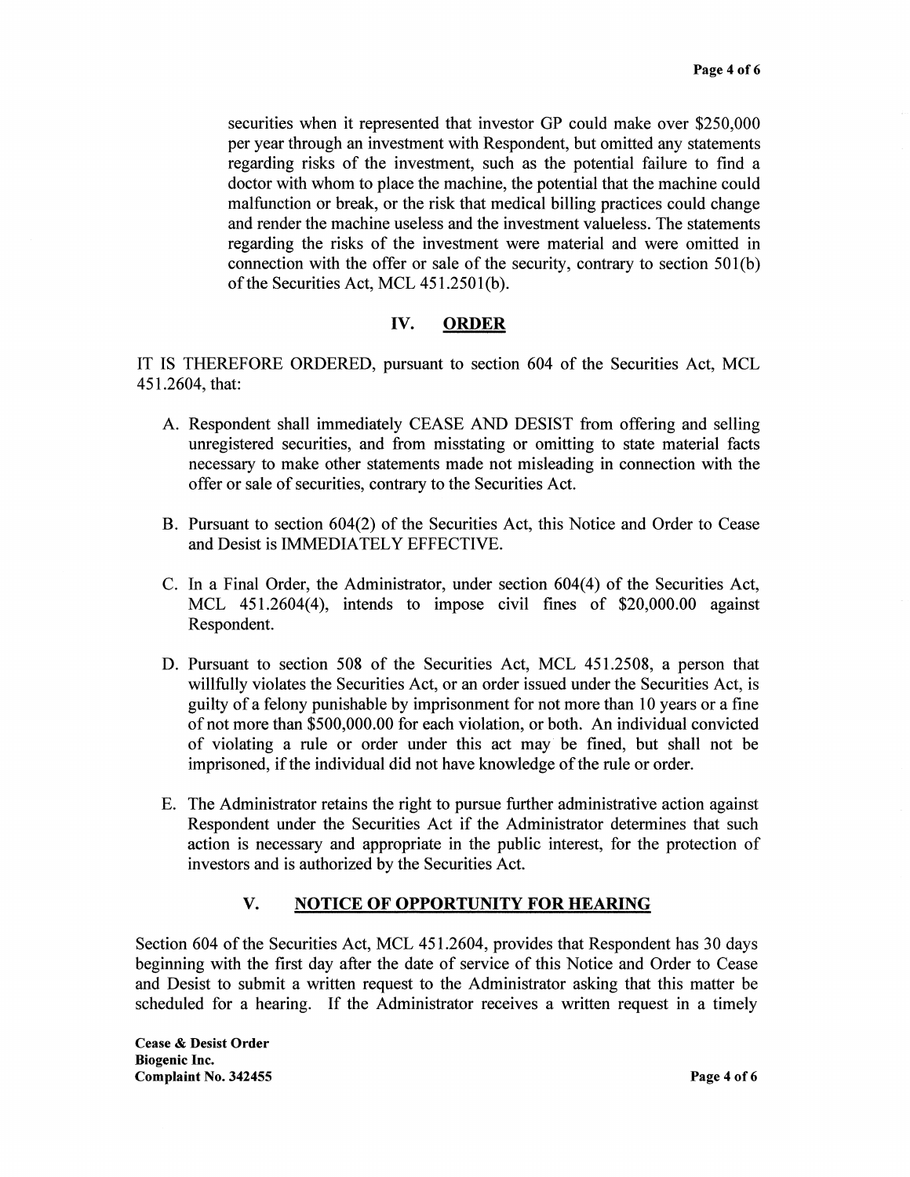securities when it represented that investor GP could make over $250,000 per year through an investment with Respondent, but omitted any statements regarding risks of the investment, such as the potential failure to find a doctor with whom to place the machine, the potential that the machine could malfunction or break, or the risk that medical billing practices could change and render the machine useless and the investment valueless. The statements regarding the risks of the investment were material and were omitted in connection with the offer or sale of the security, contrary to section 501(b) of the Securities Act, MCL 451.2501(b).

## IV. ORDER

IT IS THEREFORE ORDERED, pursuant to section 604 of the Securities Act, MCL 451.2604, that:

A. Respondent shall immediately CEASE AND DESIST from offering and selling unregistered securities, and from misstating or omitting to state material facts necessary to make other statements made not misleading in connection with the offer or sale of securities, contrary to the Securities Act.

B. Pursuant to section 604(2) of the Securities Act, this Notice and Order to Cease and Desist is IMMEDIATELY EFFECTIVE.

C. In a Final Order, the Administrator, under section 604(4) of the Securities Act, MCL 451.2604(4), intends to impose civil fines of $20,000.00 against Respondent.

D. Pursuant to section 508 of the Securities Act, MCL 451.2508, a person that willfully violates the Securities Act, or an order issued under the Securities Act, is guilty of a felony punishable by imprisonment for not more than 10 years or a fine of not more than $500,000.00 for each violation, or both. An individual convicted of violating a rule or order under this act may be fined, but shall not be imprisoned, if the individual did not have knowledge of the rule or order.

E. The Administrator retains the right to pursue further administrative action against Respondent under the Securities Act if the Administrator determines that such action is necessary and appropriate in the public interest, for the protection of investors and is authorized by the Securities Act.

## V. NOTICE OF OPPORTUNITY FOR HEARING

Section 604 of the Securities Act, MCL 451.2604, provides that Respondent has 30 days beginning with the first day after the date of service of this Notice and Order to Cease and Desist to submit a written request to the Administrator asking that this matter be scheduled for a hearing. If the Administrator receives a written request in a timely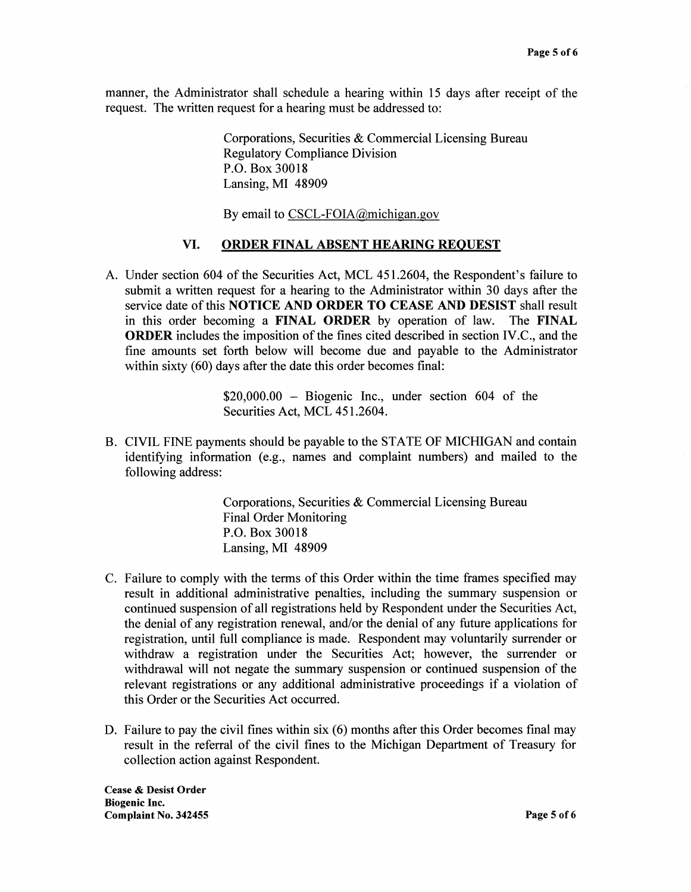manner, the Administrator shall schedule a hearing within 15 days after receipt of the request. The written request for a hearing must be addressed to:

> Corporations, Securities & Commercial Licensing Bureau
> Regulatory Compliance Division
> P.O. Box 30018
> Lansing, MI 48909
>
> By email to CSCL-FOIA@michigan.gov

## VI. ORDER FINAL ABSENT HEARING REQUEST

A. Under section 604 of the Securities Act, MCL 451.2604, the Respondent's failure to submit a written request for a hearing to the Administrator within 30 days after the service date of this **NOTICE AND ORDER TO CEASE AND DESIST** shall result in this order becoming a **FINAL ORDER** by operation of law. The **FINAL ORDER** includes the imposition of the fines cited described in section IV.C., and the fine amounts set forth below will become due and payable to the Administrator within sixty (60) days after the date this order becomes final:

> $20,000.00 – Biogenic Inc., under section 604 of the Securities Act, MCL 451.2604.

B. CIVIL FINE payments should be payable to the STATE OF MICHIGAN and contain identifying information (e.g., names and complaint numbers) and mailed to the following address:

> Corporations, Securities & Commercial Licensing Bureau
> Final Order Monitoring
> P.O. Box 30018
> Lansing, MI 48909

C. Failure to comply with the terms of this Order within the time frames specified may result in additional administrative penalties, including the summary suspension or continued suspension of all registrations held by Respondent under the Securities Act, the denial of any registration renewal, and/or the denial of any future applications for registration, until full compliance is made. Respondent may voluntarily surrender or withdraw a registration under the Securities Act; however, the surrender or withdrawal will not negate the summary suspension or continued suspension of the relevant registrations or any additional administrative proceedings if a violation of this Order or the Securities Act occurred.

D. Failure to pay the civil fines within six (6) months after this Order becomes final may result in the referral of the civil fines to the Michigan Department of Treasury for collection action against Respondent.

**Cease & Desist Order**
**Biogenic Inc.**
**Complaint No. 342455**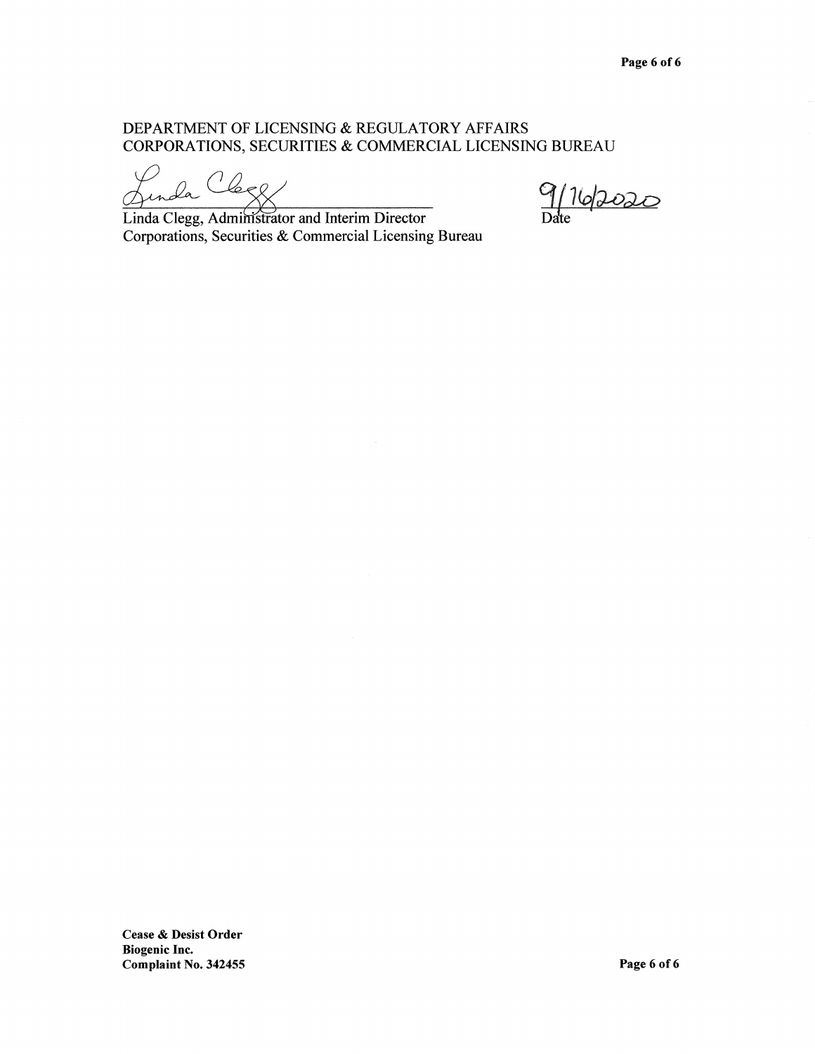DEPARTMENT OF LICENSING & REGULATORY AFFAIRS
CORPORATIONS, SECURITIES & COMMERCIAL LICENSING BUREAU

Linda Clegg, Administrator and Interim Director
Corporations, Securities & Commercial Licensing Bureau

9/16/2020
Date

**Cease & Desist Order**
**Biogenic Inc.**
**Complaint No. 342455**